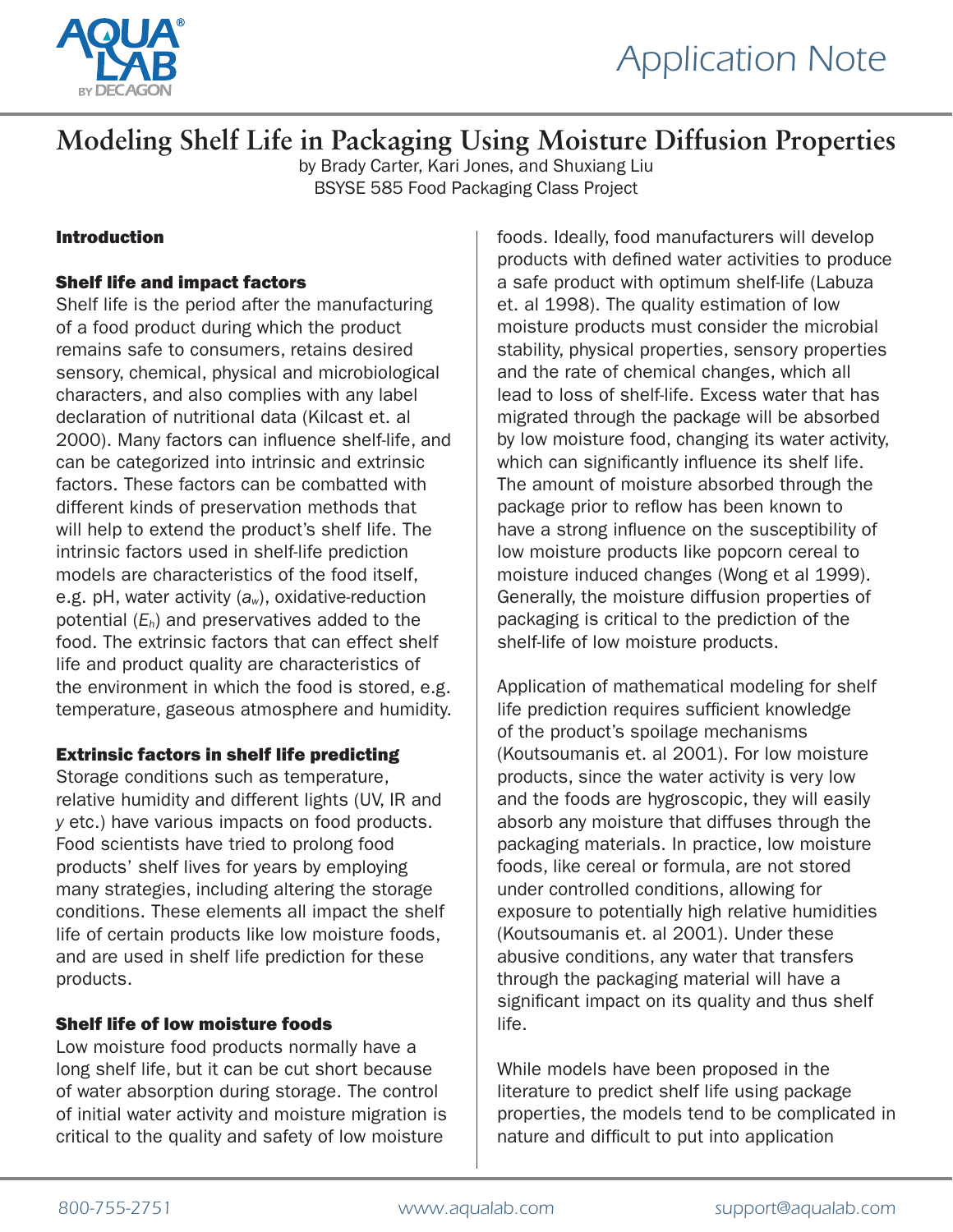# Modeling Shelf Life in Packaging Using Moisture Diffusion Properties

by Brady Carter, Kari Jones, and Shuxiang Liu
BSYSE 585 Food Packaging Class Project

## Introduction

### Shelf life and impact factors

Shelf life is the period after the manufacturing of a food product during which the product remains safe to consumers, retains desired sensory, chemical, physical and microbiological characters, and also complies with any label declaration of nutritional data (Kilcast et. al 2000). Many factors can influence shelf-life, and can be categorized into intrinsic and extrinsic factors. These factors can be combatted with different kinds of preservation methods that will help to extend the product's shelf life. The intrinsic factors used in shelf-life prediction models are characteristics of the food itself, e.g. pH, water activity ($a_w$), oxidative-reduction potential ($E_h$) and preservatives added to the food. The extrinsic factors that can effect shelf life and product quality are characteristics of the environment in which the food is stored, e.g. temperature, gaseous atmosphere and humidity.

### Extrinsic factors in shelf life predicting

Storage conditions such as temperature, relative humidity and different lights (UV, IR and *y* etc.) have various impacts on food products. Food scientists have tried to prolong food products' shelf lives for years by employing many strategies, including altering the storage conditions. These elements all impact the shelf life of certain products like low moisture foods, and are used in shelf life prediction for these products.

### Shelf life of low moisture foods

Low moisture food products normally have a long shelf life, but it can be cut short because of water absorption during storage. The control of initial water activity and moisture migration is critical to the quality and safety of low moisture foods. Ideally, food manufacturers will develop products with defined water activities to produce a safe product with optimum shelf-life (Labuza et. al 1998). The quality estimation of low moisture products must consider the microbial stability, physical properties, sensory properties and the rate of chemical changes, which all lead to loss of shelf-life. Excess water that has migrated through the package will be absorbed by low moisture food, changing its water activity, which can significantly influence its shelf life. The amount of moisture absorbed through the package prior to reflow has been known to have a strong influence on the susceptibility of low moisture products like popcorn cereal to moisture induced changes (Wong et al 1999). Generally, the moisture diffusion properties of packaging is critical to the prediction of the shelf-life of low moisture products.

Application of mathematical modeling for shelf life prediction requires sufficient knowledge of the product's spoilage mechanisms (Koutsoumanis et. al 2001). For low moisture products, since the water activity is very low and the foods are hygroscopic, they will easily absorb any moisture that diffuses through the packaging materials. In practice, low moisture foods, like cereal or formula, are not stored under controlled conditions, allowing for exposure to potentially high relative humidities (Koutsoumanis et. al 2001). Under these abusive conditions, any water that transfers through the packaging material will have a significant impact on its quality and thus shelf life.

While models have been proposed in the literature to predict shelf life using package properties, the models tend to be complicated in nature and difficult to put into application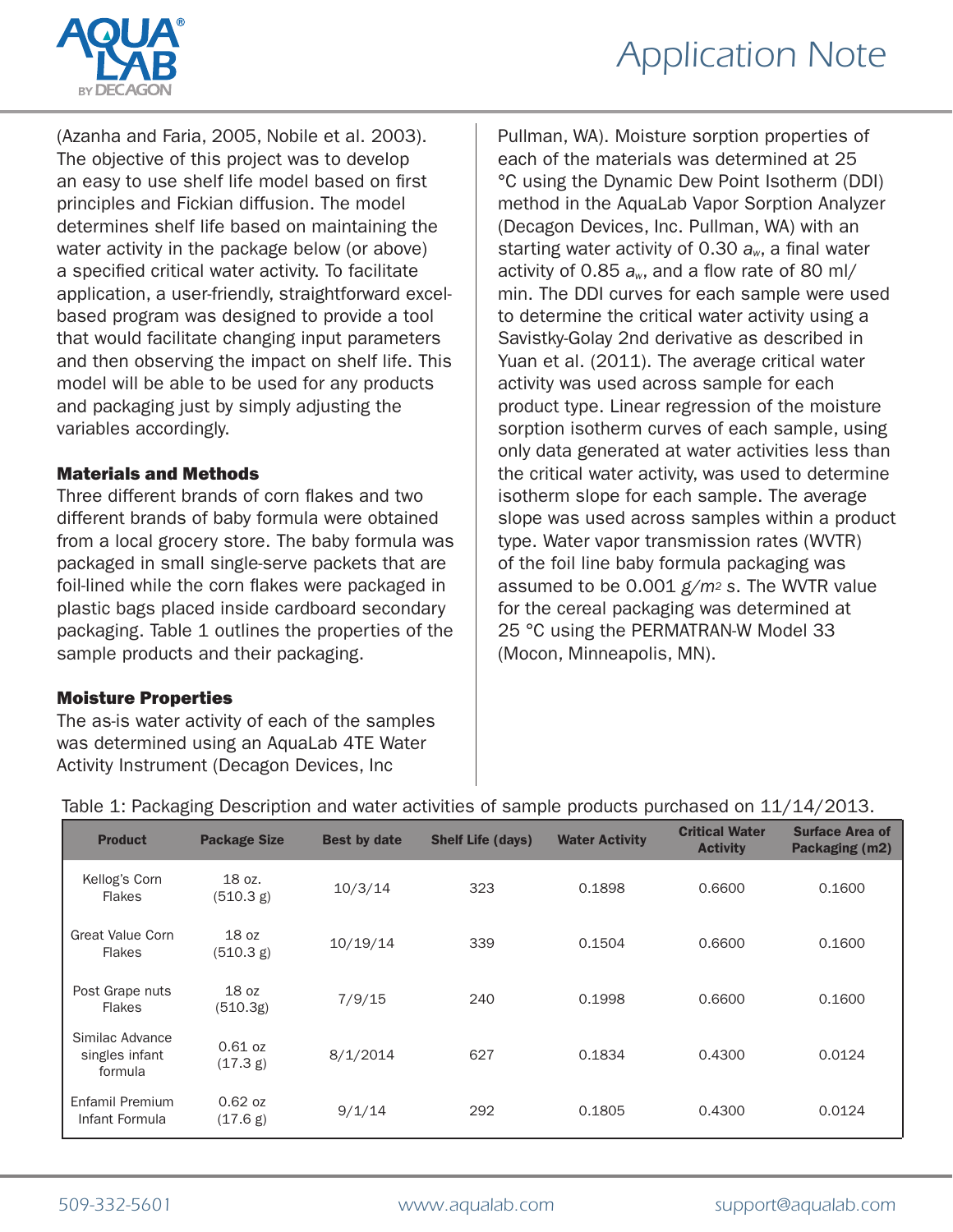(Azanha and Faria, 2005, Nobile et al. 2003). The objective of this project was to develop an easy to use shelf life model based on first principles and Fickian diffusion. The model determines shelf life based on maintaining the water activity in the package below (or above) a specified critical water activity. To facilitate application, a user-friendly, straightforward excel-based program was designed to provide a tool that would facilitate changing input parameters and then observing the impact on shelf life. This model will be able to be used for any products and packaging just by simply adjusting the variables accordingly.

## Materials and Methods

Three different brands of corn flakes and two different brands of baby formula were obtained from a local grocery store. The baby formula was packaged in small single-serve packets that are foil-lined while the corn flakes were packaged in plastic bags placed inside cardboard secondary packaging. Table 1 outlines the properties of the sample products and their packaging.

## Moisture Properties

The as-is water activity of each of the samples was determined using an AquaLab 4TE Water Activity Instrument (Decagon Devices, Inc Pullman, WA). Moisture sorption properties of each of the materials was determined at 25 °C using the Dynamic Dew Point Isotherm (DDI) method in the AquaLab Vapor Sorption Analyzer (Decagon Devices, Inc. Pullman, WA) with an starting water activity of 0.30 $a_w$, a final water activity of 0.85 $a_w$, and a flow rate of 80 ml/min. The DDI curves for each sample were used to determine the critical water activity using a Savistky-Golay 2nd derivative as described in Yuan et al. (2011). The average critical water activity was used across sample for each product type. Linear regression of the moisture sorption isotherm curves of each sample, using only data generated at water activities less than the critical water activity, was used to determine isotherm slope for each sample. The average slope was used across samples within a product type. Water vapor transmission rates (WVTR) of the foil line baby formula packaging was assumed to be 0.001 $g/m^2\ s$. The WVTR value for the cereal packaging was determined at 25 °C using the PERMATRAN-W Model 33 (Mocon, Minneapolis, MN).

Table 1: Packaging Description and water activities of sample products purchased on 11/14/2013.

| Product | Package Size | Best by date | Shelf Life (days) | Water Activity | Critical Water Activity | Surface Area of Packaging (m2) |
|---|---|---|---|---|---|---|
| Kellog's Corn Flakes | 18 oz. (510.3 g) | 10/3/14 | 323 | 0.1898 | 0.6600 | 0.1600 |
| Great Value Corn Flakes | 18 oz (510.3 g) | 10/19/14 | 339 | 0.1504 | 0.6600 | 0.1600 |
| Post Grape nuts Flakes | 18 oz (510.3g) | 7/9/15 | 240 | 0.1998 | 0.6600 | 0.1600 |
| Similac Advance singles infant formula | 0.61 oz (17.3 g) | 8/1/2014 | 627 | 0.1834 | 0.4300 | 0.0124 |
| Enfamil Premium Infant Formula | 0.62 oz (17.6 g) | 9/1/14 | 292 | 0.1805 | 0.4300 | 0.0124 |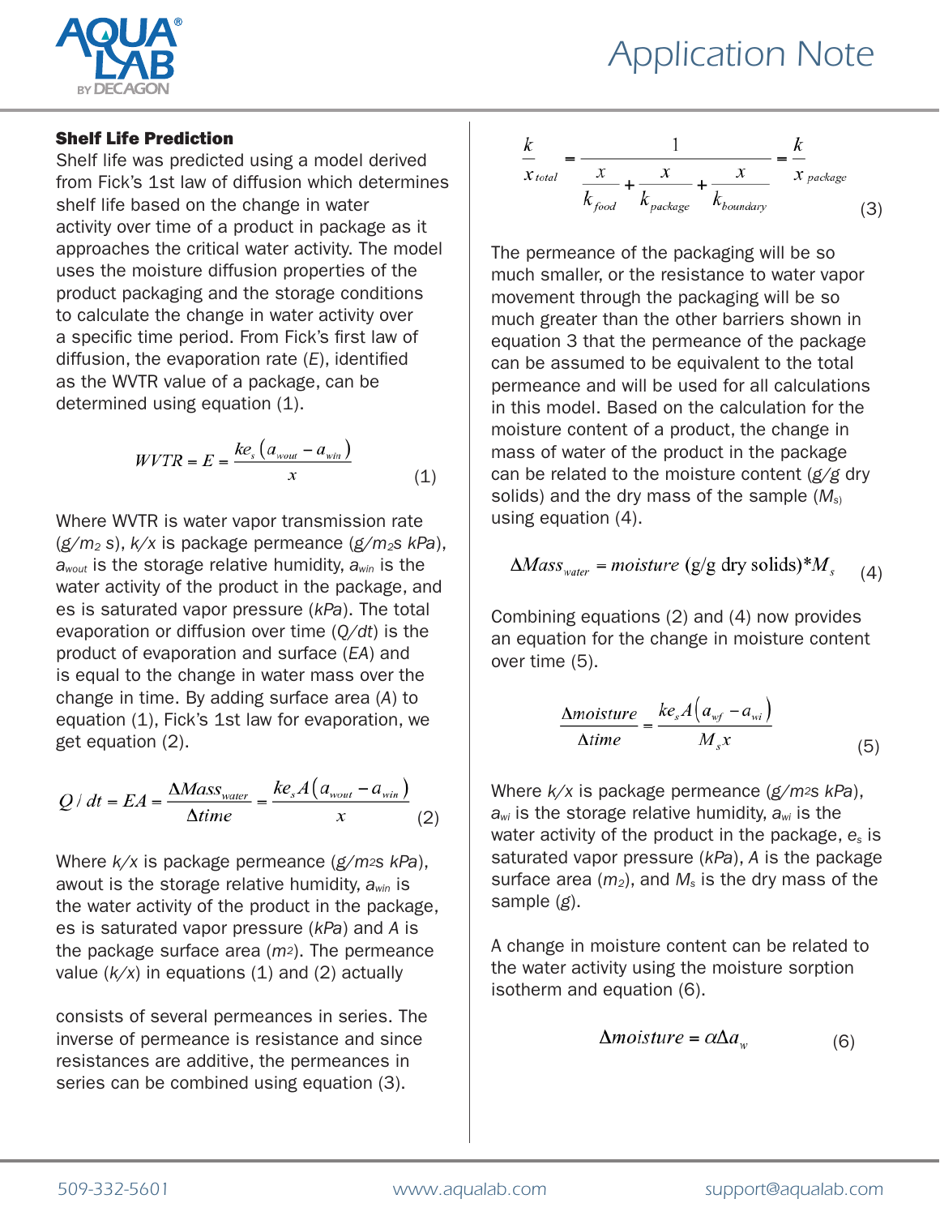## Shelf Life Prediction

Shelf life was predicted using a model derived from Fick's 1st law of diffusion which determines shelf life based on the change in water activity over time of a product in package as it approaches the critical water activity. The model uses the moisture diffusion properties of the product packaging and the storage conditions to calculate the change in water activity over a specific time period. From Fick's first law of diffusion, the evaporation rate ($E$), identified as the WVTR value of a package, can be determined using equation (1).

$$WVTR = E = \frac{ke_s\left(a_{wout} - a_{win}\right)}{x} \tag{1}$$

Where WVTR is water vapor transmission rate ($g/m_2$ s), $k/x$ is package permeance ($g/m_2s$ $kPa$), $a_{wout}$ is the storage relative humidity, $a_{win}$ is the water activity of the product in the package, and es is saturated vapor pressure ($kPa$). The total evaporation or diffusion over time ($Q/dt$) is the product of evaporation and surface ($EA$) and is equal to the change in water mass over the change in time. By adding surface area ($A$) to equation (1), Fick's 1st law for evaporation, we get equation (2).

$$Q/dt = EA = \frac{\Delta Mass_{water}}{\Delta time} = \frac{ke_s A\left(a_{wout} - a_{win}\right)}{x} \tag{2}$$

Where $k/x$ is package permeance ($g/m_2s$ $kPa$), awout is the storage relative humidity, $a_{win}$ is the water activity of the product in the package, es is saturated vapor pressure ($kPa$) and $A$ is the package surface area ($m_2$). The permeance value ($k/x$) in equations (1) and (2) actually consists of several permeances in series. The inverse of permeance is resistance and since resistances are additive, the permeances in series can be combined using equation (3).

$$\frac{k}{x_{total}} = \frac{1}{\frac{x}{k_{food}} + \frac{x}{k_{package}} + \frac{x}{k_{boundary}}} = \frac{k}{x_{package}} \tag{3}$$

The permeance of the packaging will be so much smaller, or the resistance to water vapor movement through the packaging will be so much greater than the other barriers shown in equation 3 that the permeance of the package can be assumed to be equivalent to the total permeance and will be used for all calculations in this model. Based on the calculation for the moisture content of a product, the change in mass of water of the product in the package can be related to the moisture content ($g/g$ dry solids) and the dry mass of the sample ($M_s$) using equation (4).

$$\Delta Mass_{water} = moisture \text{ (g/g dry solids)} * M_s \tag{4}$$

Combining equations (2) and (4) now provides an equation for the change in moisture content over time (5).

$$\frac{\Delta moisture}{\Delta time} = \frac{ke_s A\left(a_{wf} - a_{wi}\right)}{M_s x} \tag{5}$$

Where $k/x$ is package permeance ($g/m_2s$ $kPa$), $a_{wi}$ is the storage relative humidity, $a_{wi}$ is the water activity of the product in the package, $e_s$ is saturated vapor pressure ($kPa$), $A$ is the package surface area ($m_2$), and $M_s$ is the dry mass of the sample ($g$).

A change in moisture content can be related to the water activity using the moisture sorption isotherm and equation (6).

$$\Delta moisture = \alpha \Delta a_w \tag{6}$$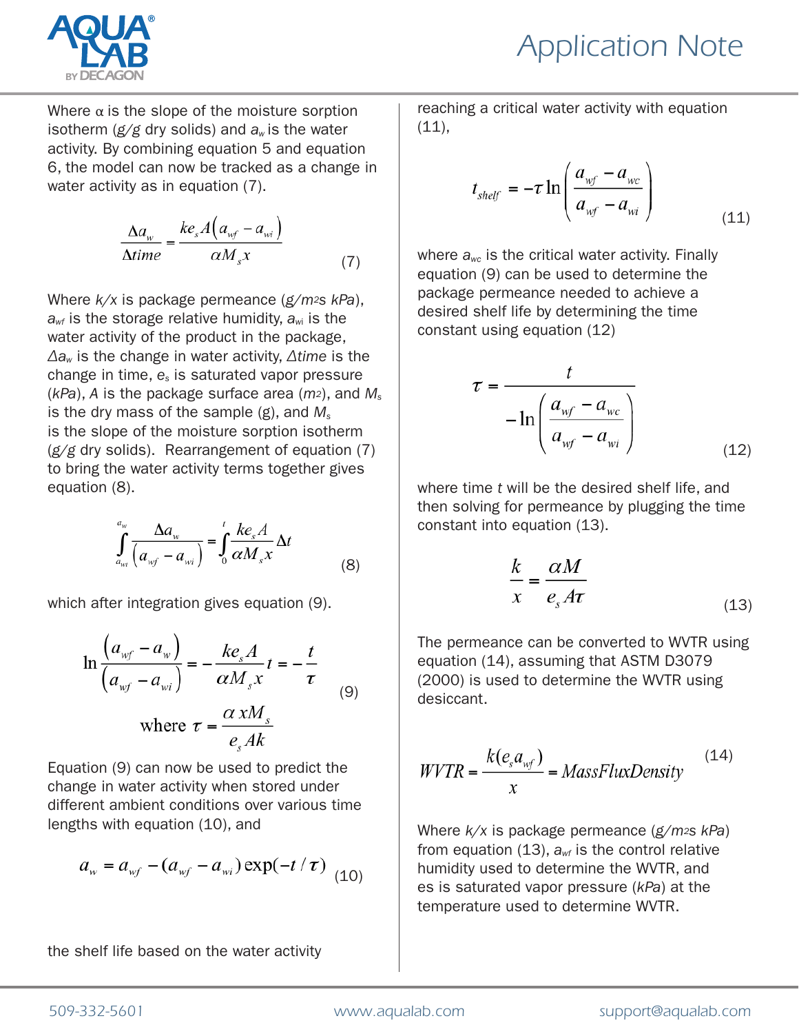Where $\alpha$ is the slope of the moisture sorption isotherm (*g/g* dry solids) and $a_w$ is the water activity. By combining equation 5 and equation 6, the model can now be tracked as a change in water activity as in equation (7).

$$\frac{\Delta a_w}{\Delta time} = \frac{ke_s A\left(a_{wf} - a_{wi}\right)}{\alpha M_s x} \qquad (7)$$

Where *k/x* is package permeance (*g/m2s kPa*), $a_{wf}$ is the storage relative humidity, $a_{wi}$ is the water activity of the product in the package, $\Delta a_w$ is the change in water activity, $\Delta time$ is the change in time, $e_s$ is saturated vapor pressure (*kPa*), *A* is the package surface area (*m2*), and $M_s$ is the dry mass of the sample (g), and $M_s$ is the slope of the moisture sorption isotherm (*g/g* dry solids). Rearrangement of equation (7) to bring the water activity terms together gives equation (8).

$$\int_{a_{wi}}^{a_w} \frac{\Delta a_w}{\left(a_{wf} - a_{wi}\right)} = \int_0^t \frac{ke_s A}{\alpha M_s x} \Delta t \qquad (8)$$

which after integration gives equation (9).

$$\ln \frac{\left(a_{wf} - a_w\right)}{\left(a_{wf} - a_{wi}\right)} = -\frac{ke_s A}{\alpha M_s x} t = -\frac{t}{\tau} \qquad (9)$$

$$\text{where } \tau = \frac{\alpha x M_s}{e_s A k}$$

Equation (9) can now be used to predict the change in water activity when stored under different ambient conditions over various time lengths with equation (10), and

$$a_w = a_{wf} - (a_{wf} - a_{wi}) \exp(-t/\tau) \qquad (10)$$

the shelf life based on the water activity reaching a critical water activity with equation (11),

$$t_{shelf} = -\tau \ln\left(\frac{a_{wf} - a_{wc}}{a_{wf} - a_{wi}}\right) \qquad (11)$$

where $a_{wc}$ is the critical water activity. Finally equation (9) can be used to determine the package permeance needed to achieve a desired shelf life by determining the time constant using equation (12)

$$\tau = \frac{t}{-\ln\left(\frac{a_{wf} - a_{wc}}{a_{wf} - a_{wi}}\right)} \qquad (12)$$

where time *t* will be the desired shelf life, and then solving for permeance by plugging the time constant into equation (13).

$$\frac{k}{x} = \frac{\alpha M}{e_s A \tau} \qquad (13)$$

The permeance can be converted to WVTR using equation (14), assuming that ASTM D3079 (2000) is used to determine the WVTR using desiccant.

$$WVTR = \frac{k(e_s a_{wf})}{x} = MassFluxDensity \qquad (14)$$

Where *k/x* is package permeance (*g/m2s kPa*) from equation (13), $a_{wf}$ is the control relative humidity used to determine the WVTR, and es is saturated vapor pressure (*kPa*) at the temperature used to determine WVTR.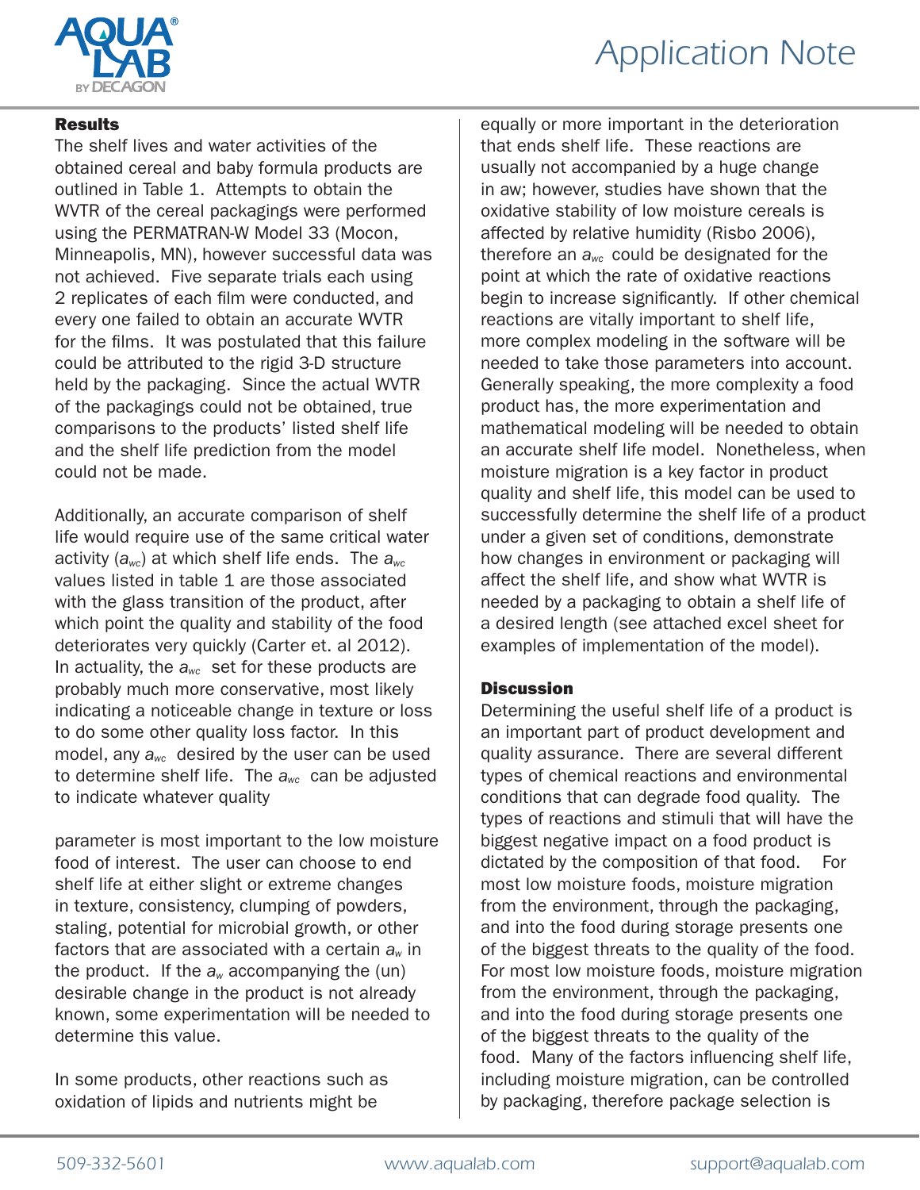## Results

The shelf lives and water activities of the obtained cereal and baby formula products are outlined in Table 1. Attempts to obtain the WVTR of the cereal packagings were performed using the PERMATRAN-W Model 33 (Mocon, Minneapolis, MN), however successful data was not achieved. Five separate trials each using 2 replicates of each film were conducted, and every one failed to obtain an accurate WVTR for the films. It was postulated that this failure could be attributed to the rigid 3-D structure held by the packaging. Since the actual WVTR of the packagings could not be obtained, true comparisons to the products' listed shelf life and the shelf life prediction from the model could not be made.

Additionally, an accurate comparison of shelf life would require use of the same critical water activity ($a_{wc}$) at which shelf life ends. The $a_{wc}$ values listed in table 1 are those associated with the glass transition of the product, after which point the quality and stability of the food deteriorates very quickly (Carter et. al 2012). In actuality, the $a_{wc}$ set for these products are probably much more conservative, most likely indicating a noticeable change in texture or loss to do some other quality loss factor. In this model, any $a_{wc}$ desired by the user can be used to determine shelf life. The $a_{wc}$ can be adjusted to indicate whatever quality parameter is most important to the low moisture food of interest. The user can choose to end shelf life at either slight or extreme changes in texture, consistency, clumping of powders, staling, potential for microbial growth, or other factors that are associated with a certain $a_w$ in the product. If the $a_w$ accompanying the (un) desirable change in the product is not already known, some experimentation will be needed to determine this value.

In some products, other reactions such as oxidation of lipids and nutrients might be equally or more important in the deterioration that ends shelf life. These reactions are usually not accompanied by a huge change in aw; however, studies have shown that the oxidative stability of low moisture cereals is affected by relative humidity (Risbo 2006), therefore an $a_{wc}$ could be designated for the point at which the rate of oxidative reactions begin to increase significantly. If other chemical reactions are vitally important to shelf life, more complex modeling in the software will be needed to take those parameters into account. Generally speaking, the more complexity a food product has, the more experimentation and mathematical modeling will be needed to obtain an accurate shelf life model. Nonetheless, when moisture migration is a key factor in product quality and shelf life, this model can be used to successfully determine the shelf life of a product under a given set of conditions, demonstrate how changes in environment or packaging will affect the shelf life, and show what WVTR is needed by a packaging to obtain a shelf life of a desired length (see attached excel sheet for examples of implementation of the model).

## Discussion

Determining the useful shelf life of a product is an important part of product development and quality assurance. There are several different types of chemical reactions and environmental conditions that can degrade food quality. The types of reactions and stimuli that will have the biggest negative impact on a food product is dictated by the composition of that food. For most low moisture foods, moisture migration from the environment, through the packaging, and into the food during storage presents one of the biggest threats to the quality of the food. For most low moisture foods, moisture migration from the environment, through the packaging, and into the food during storage presents one of the biggest threats to the quality of the food. Many of the factors influencing shelf life, including moisture migration, can be controlled by packaging, therefore package selection is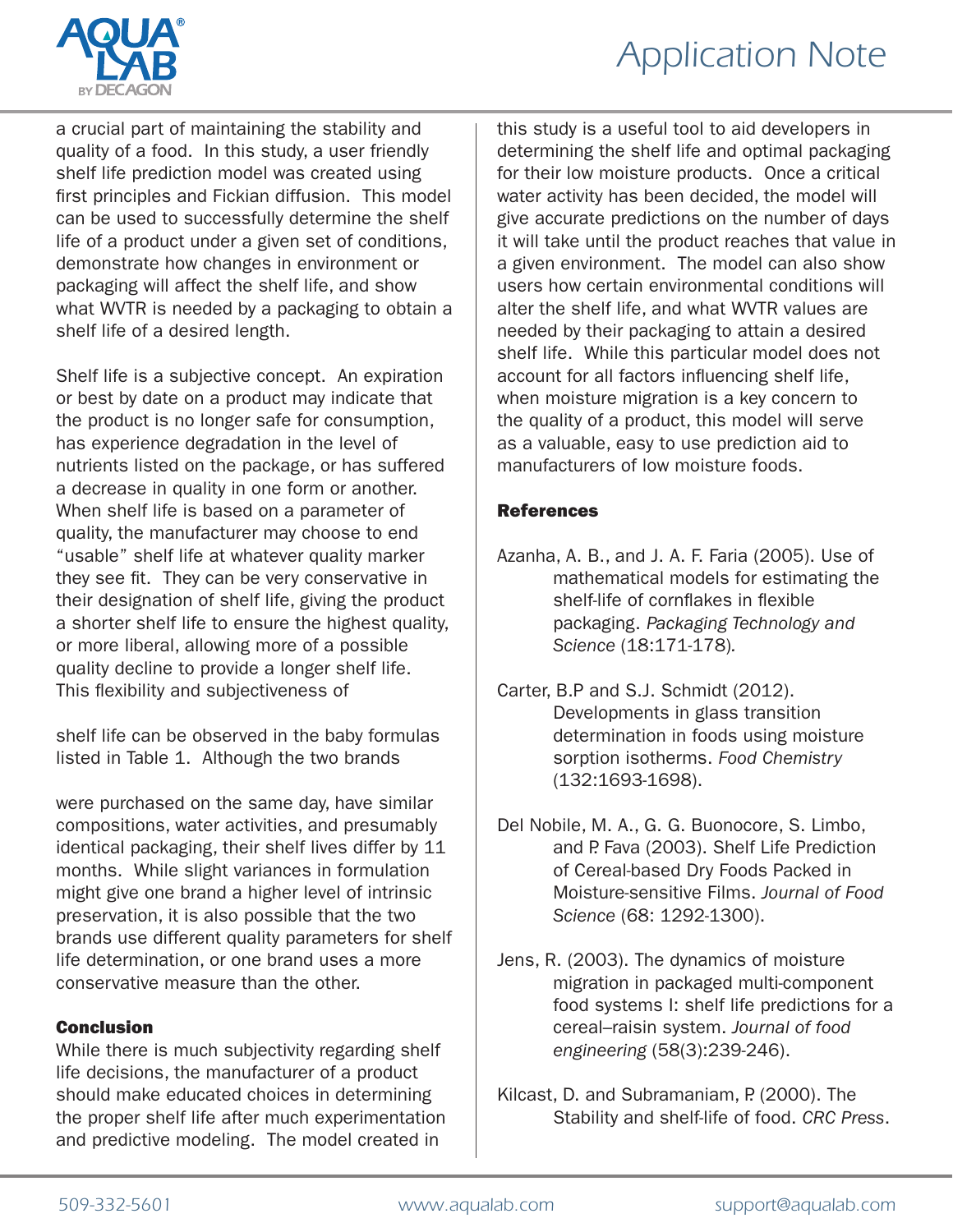a crucial part of maintaining the stability and quality of a food. In this study, a user friendly shelf life prediction model was created using first principles and Fickian diffusion. This model can be used to successfully determine the shelf life of a product under a given set of conditions, demonstrate how changes in environment or packaging will affect the shelf life, and show what WVTR is needed by a packaging to obtain a shelf life of a desired length.

Shelf life is a subjective concept. An expiration or best by date on a product may indicate that the product is no longer safe for consumption, has experience degradation in the level of nutrients listed on the package, or has suffered a decrease in quality in one form or another. When shelf life is based on a parameter of quality, the manufacturer may choose to end "usable" shelf life at whatever quality marker they see fit. They can be very conservative in their designation of shelf life, giving the product a shorter shelf life to ensure the highest quality, or more liberal, allowing more of a possible quality decline to provide a longer shelf life. This flexibility and subjectiveness of shelf life can be observed in the baby formulas listed in Table 1. Although the two brands were purchased on the same day, have similar compositions, water activities, and presumably identical packaging, their shelf lives differ by 11 months. While slight variances in formulation might give one brand a higher level of intrinsic preservation, it is also possible that the two brands use different quality parameters for shelf life determination, or one brand uses a more conservative measure than the other.

## Conclusion

While there is much subjectivity regarding shelf life decisions, the manufacturer of a product should make educated choices in determining the proper shelf life after much experimentation and predictive modeling. The model created in this study is a useful tool to aid developers in determining the shelf life and optimal packaging for their low moisture products. Once a critical water activity has been decided, the model will give accurate predictions on the number of days it will take until the product reaches that value in a given environment. The model can also show users how certain environmental conditions will alter the shelf life, and what WVTR values are needed by their packaging to attain a desired shelf life. While this particular model does not account for all factors influencing shelf life, when moisture migration is a key concern to the quality of a product, this model will serve as a valuable, easy to use prediction aid to manufacturers of low moisture foods.

## References

Azanha, A. B., and J. A. F. Faria (2005). Use of mathematical models for estimating the shelf-life of cornflakes in flexible packaging. *Packaging Technology and Science* (18:171-178).

Carter, B.P and S.J. Schmidt (2012). Developments in glass transition determination in foods using moisture sorption isotherms. *Food Chemistry* (132:1693-1698).

Del Nobile, M. A., G. G. Buonocore, S. Limbo, and P. Fava (2003). Shelf Life Prediction of Cereal-based Dry Foods Packed in Moisture-sensitive Films. *Journal of Food Science* (68: 1292-1300).

Jens, R. (2003). The dynamics of moisture migration in packaged multi-component food systems I: shelf life predictions for a cereal–raisin system. *Journal of food engineering* (58(3):239-246).

Kilcast, D. and Subramaniam, P. (2000). The Stability and shelf-life of food. *CRC Press*.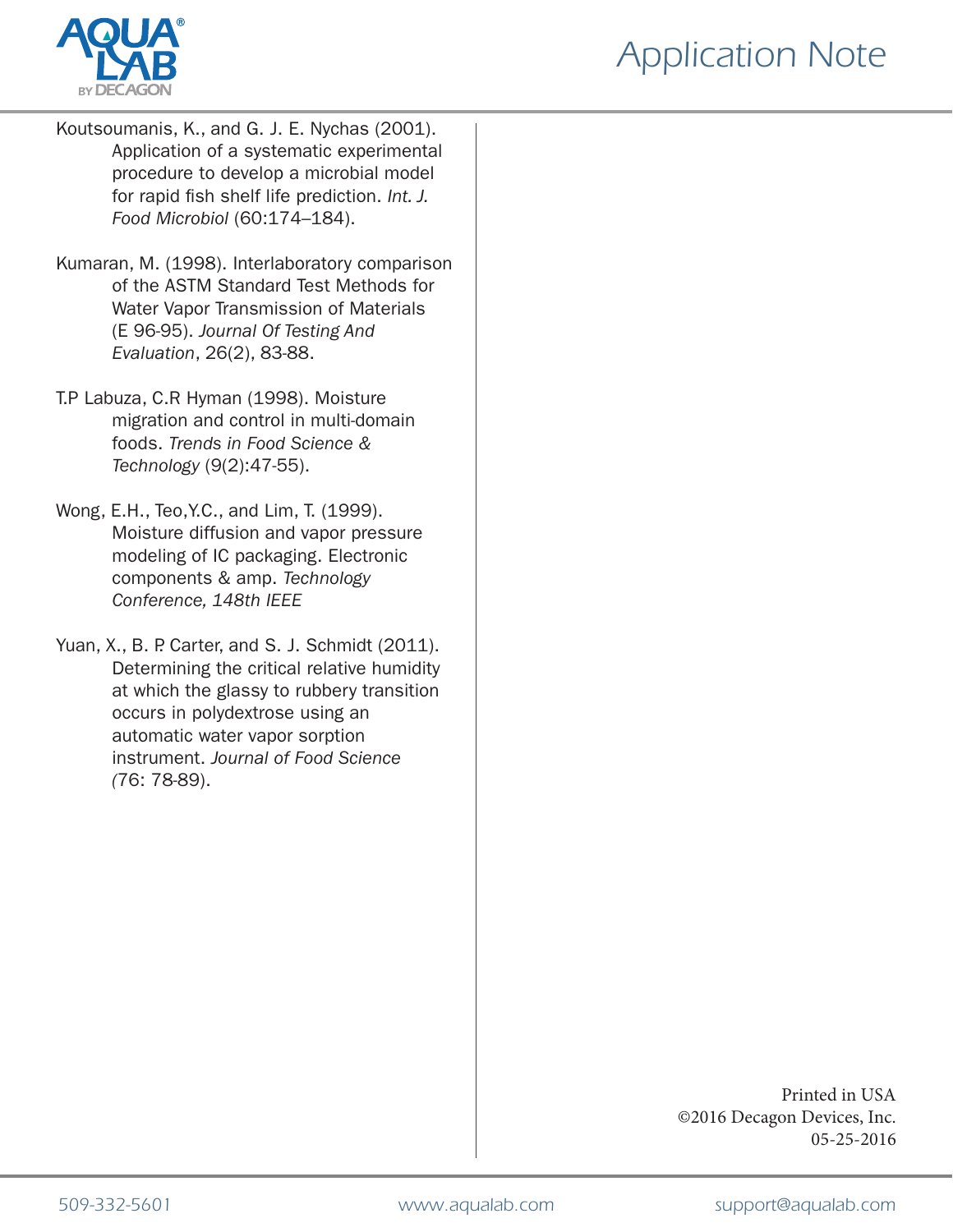Koutsoumanis, K., and G. J. E. Nychas (2001). Application of a systematic experimental procedure to develop a microbial model for rapid fish shelf life prediction. *Int. J. Food Microbiol* (60:174–184).

Kumaran, M. (1998). Interlaboratory comparison of the ASTM Standard Test Methods for Water Vapor Transmission of Materials (E 96-95). *Journal Of Testing And Evaluation*, 26(2), 83-88.

T.P Labuza, C.R Hyman (1998). Moisture migration and control in multi-domain foods. *Trends in Food Science & Technology* (9(2):47-55).

Wong, E.H., Teo,Y.C., and Lim, T. (1999). Moisture diffusion and vapor pressure modeling of IC packaging. Electronic components & amp. *Technology Conference, 148th IEEE*

Yuan, X., B. P. Carter, and S. J. Schmidt (2011). Determining the critical relative humidity at which the glassy to rubbery transition occurs in polydextrose using an automatic water vapor sorption instrument. *Journal of Food Science (*76: 78-89).

Printed in USA
©2016 Decagon Devices, Inc.
05-25-2016